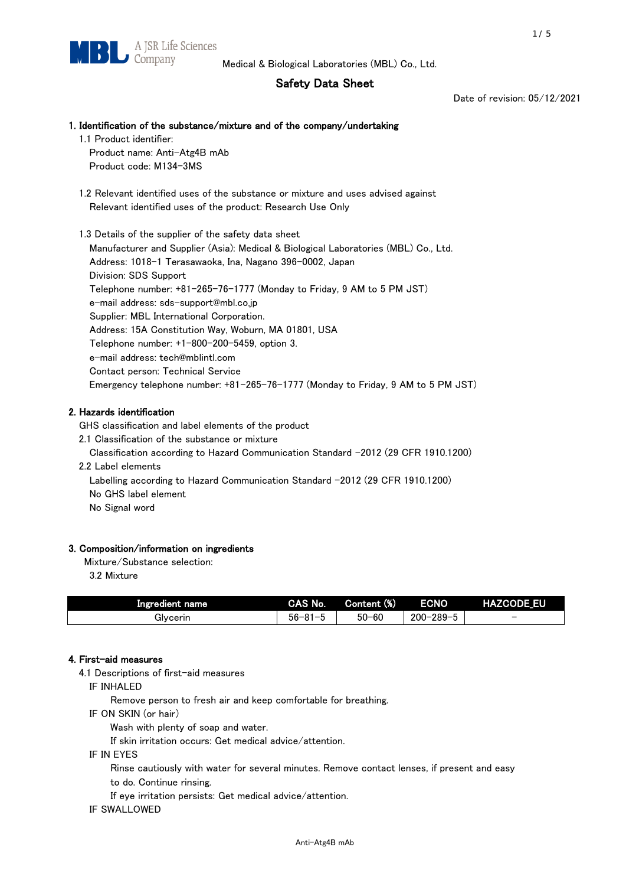Medical & Biological Laboratories (MBL) Co., Ltd.

# Safety Data Sheet

Date of revision: 05/12/2021

## 1. Identification of the substance/mixture and of the company/undertaking

1.1 Product identifier:

Product name: Anti-Atg4B mAb

Product code: M134-3MS

1.2 Relevant identified uses of the substance or mixture and uses advised against

Relevant identified uses of the product: Research Use Only

1.3 Details of the supplier of the safety data sheet

Manufacturer and Supplier (Asia): Medical & Biological Laboratories (MBL) Co., Ltd.

Address: 1018-1 Terasawaoka, Ina, Nagano 396-0002, Japan

Division: SDS Support

Telephone number: +81-265-76-1777 (Monday to Friday, 9 AM to 5 PM JST)

e-mail address: sds-support@mbl.co.jp

Supplier: MBL International Corporation.

Address: 15A Constitution Way, Woburn, MA 01801, USA

Telephone number: +1-800-200-5459, option 3.

e-mail address: tech@mblintl.com

Contact person: Technical Service

Emergency telephone number: +81-265-76-1777 (Monday to Friday, 9 AM to 5 PM JST)

## 2. Hazards identification

GHS classification and label elements of the product

2.1 Classification of the substance or mixture

Classification according to Hazard Communication Standard -2012 (29 CFR 1910.1200)

2.2 Label elements

Labelling according to Hazard Communication Standard -2012 (29 CFR 1910.1200)

No GHS label element

No Signal word

## 3. Composition/information on ingredients

Mixture/Substance selection:

3.2 Mixture

| Ingredient name | CAS No. | Content (%) | ECNO | HAZCODE_EU |
|---|---|---|---|---|
| Glycerin | 56-81-5 | 50-60 | 200-289-5 | - |

## 4. First-aid measures

4.1 Descriptions of first-aid measures

IF INHALED

Remove person to fresh air and keep comfortable for breathing.

IF ON SKIN (or hair)

Wash with plenty of soap and water.

If skin irritation occurs: Get medical advice/attention.

IF IN EYES

Rinse cautiously with water for several minutes. Remove contact lenses, if present and easy to do. Continue rinsing.

If eye irritation persists: Get medical advice/attention.

IF SWALLOWED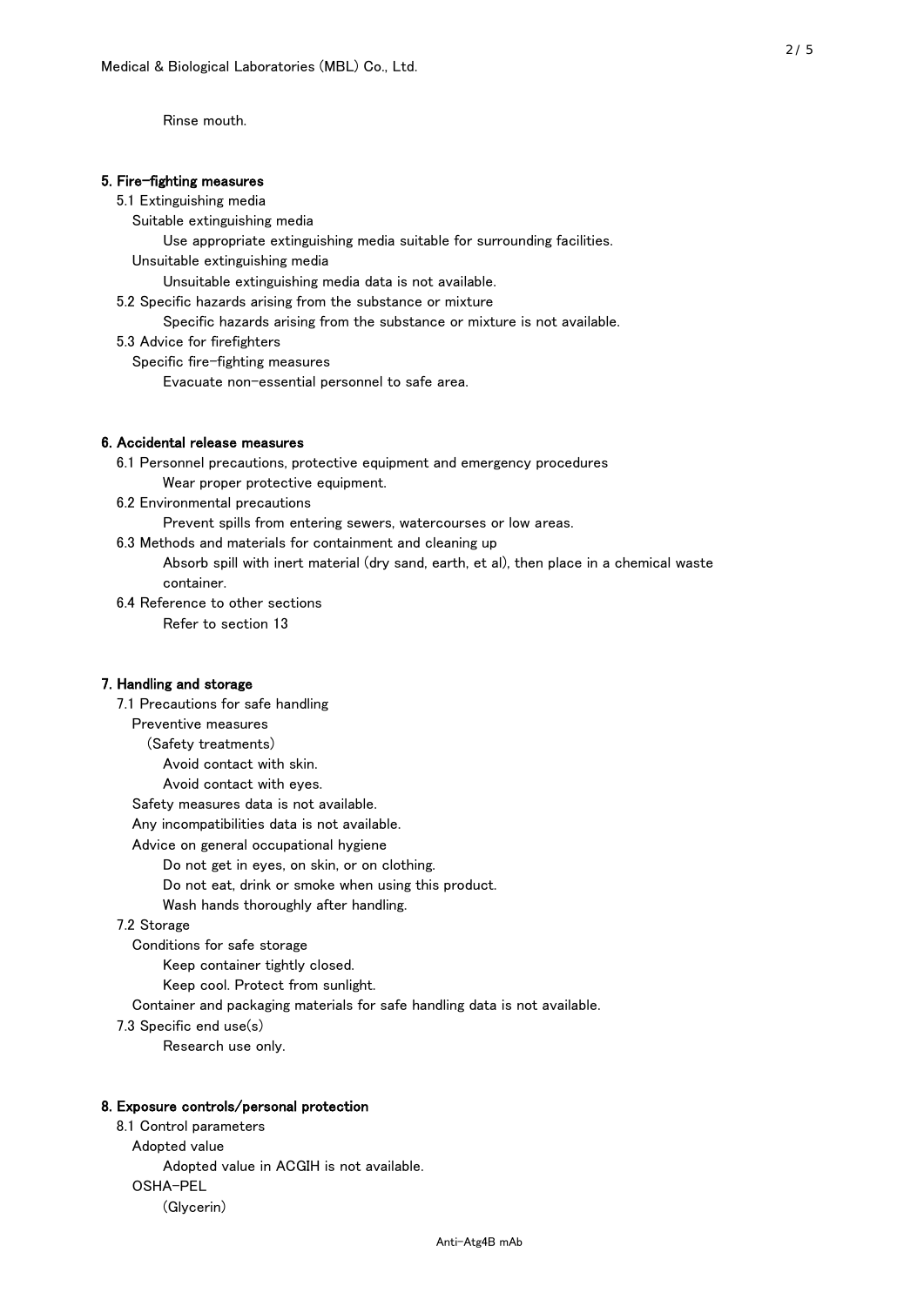Rinse mouth.

## 5. Fire-fighting measures

5.1 Extinguishing media

Suitable extinguishing media

Use appropriate extinguishing media suitable for surrounding facilities.

Unsuitable extinguishing media

Unsuitable extinguishing media data is not available.

5.2 Specific hazards arising from the substance or mixture

Specific hazards arising from the substance or mixture is not available.

5.3 Advice for firefighters

Specific fire-fighting measures

Evacuate non-essential personnel to safe area.

## 6. Accidental release measures

6.1 Personnel precautions, protective equipment and emergency procedures

Wear proper protective equipment.

6.2 Environmental precautions

Prevent spills from entering sewers, watercourses or low areas.

6.3 Methods and materials for containment and cleaning up

Absorb spill with inert material (dry sand, earth, et al), then place in a chemical waste container.

6.4 Reference to other sections

Refer to section 13

## 7. Handling and storage

7.1 Precautions for safe handling

Preventive measures

(Safety treatments)

Avoid contact with skin.

Avoid contact with eyes.

Safety measures data is not available.

Any incompatibilities data is not available.

Advice on general occupational hygiene

Do not get in eyes, on skin, or on clothing.

Do not eat, drink or smoke when using this product.

Wash hands thoroughly after handling.

7.2 Storage

Conditions for safe storage

Keep container tightly closed.

Keep cool. Protect from sunlight.

Container and packaging materials for safe handling data is not available.

7.3 Specific end use(s)

Research use only.

## 8. Exposure controls/personal protection

8.1 Control parameters

Adopted value

Adopted value in ACGIH is not available.

OSHA-PEL

(Glycerin)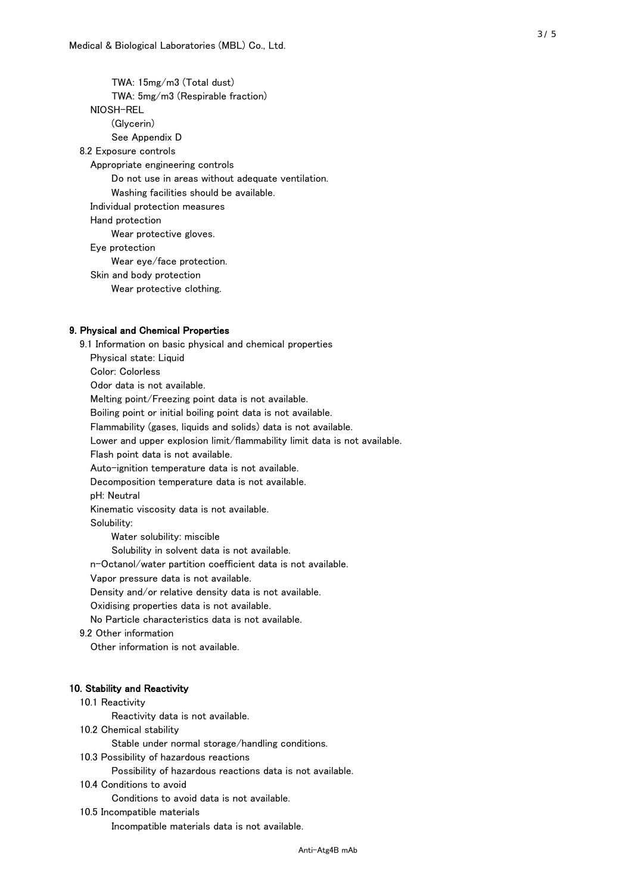TWA: 15mg/m3 (Total dust)

TWA: 5mg/m3 (Respirable fraction)

NIOSH-REL

(Glycerin)

See Appendix D

8.2 Exposure controls

Appropriate engineering controls

Do not use in areas without adequate ventilation.

Washing facilities should be available.

Individual protection measures

Hand protection

Wear protective gloves.

Eye protection

Wear eye/face protection.

Skin and body protection

Wear protective clothing.

## 9. Physical and Chemical Properties

9.1 Information on basic physical and chemical properties

Physical state: Liquid

Color: Colorless

Odor data is not available.

Melting point/Freezing point data is not available.

Boiling point or initial boiling point data is not available.

Flammability (gases, liquids and solids) data is not available.

Lower and upper explosion limit/flammability limit data is not available.

Flash point data is not available.

Auto-ignition temperature data is not available.

Decomposition temperature data is not available.

pH: Neutral

Kinematic viscosity data is not available.

Solubility:

Water solubility: miscible

Solubility in solvent data is not available.

n-Octanol/water partition coefficient data is not available.

Vapor pressure data is not available.

Density and/or relative density data is not available.

Oxidising properties data is not available.

No Particle characteristics data is not available.

9.2 Other information

Other information is not available.

## 10. Stability and Reactivity

10.1 Reactivity

Reactivity data is not available.

10.2 Chemical stability

Stable under normal storage/handling conditions.

10.3 Possibility of hazardous reactions

Possibility of hazardous reactions data is not available.

10.4 Conditions to avoid

Conditions to avoid data is not available.

10.5 Incompatible materials

Incompatible materials data is not available.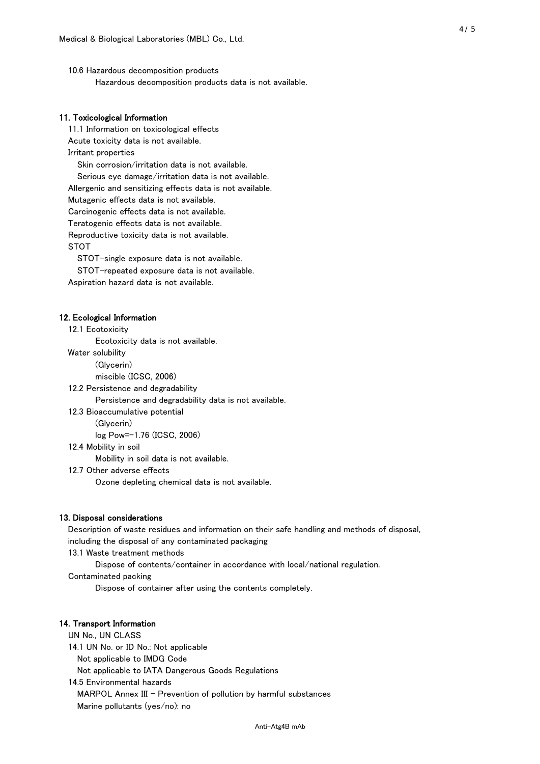10.6 Hazardous decomposition products

Hazardous decomposition products data is not available.

## 11. Toxicological Information

11.1 Information on toxicological effects

Acute toxicity data is not available.

Irritant properties

Skin corrosion/irritation data is not available.

Serious eye damage/irritation data is not available.

Allergenic and sensitizing effects data is not available.

Mutagenic effects data is not available.

Carcinogenic effects data is not available.

Teratogenic effects data is not available.

Reproductive toxicity data is not available.

STOT

STOT-single exposure data is not available.

STOT-repeated exposure data is not available.

Aspiration hazard data is not available.

## 12. Ecological Information

12.1 Ecotoxicity

Ecotoxicity data is not available.

Water solubility

(Glycerin)

miscible (ICSC, 2006)

12.2 Persistence and degradability

Persistence and degradability data is not available.

12.3 Bioaccumulative potential

(Glycerin)

log Pow=-1.76 (ICSC, 2006)

12.4 Mobility in soil

Mobility in soil data is not available.

12.7 Other adverse effects

Ozone depleting chemical data is not available.

## 13. Disposal considerations

Description of waste residues and information on their safe handling and methods of disposal, including the disposal of any contaminated packaging

13.1 Waste treatment methods

Dispose of contents/container in accordance with local/national regulation.

Contaminated packing

Dispose of container after using the contents completely.

## 14. Transport Information

UN No., UN CLASS

14.1 UN No. or ID No.: Not applicable

Not applicable to IMDG Code

Not applicable to IATA Dangerous Goods Regulations

14.5 Environmental hazards

MARPOL Annex III - Prevention of pollution by harmful substances

Marine pollutants (yes/no): no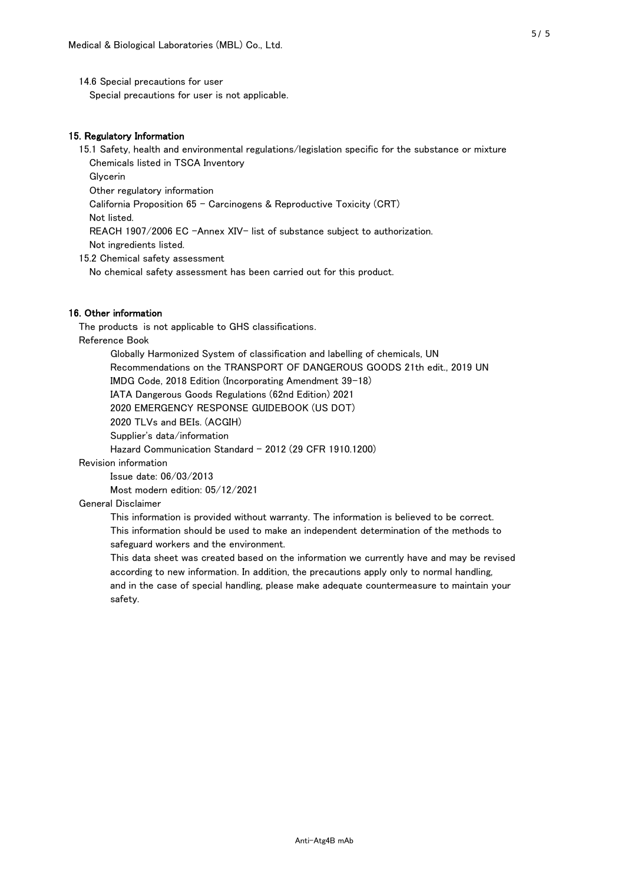14.6 Special precautions for user

Special precautions for user is not applicable.

## 15. Regulatory Information

15.1 Safety, health and environmental regulations/legislation specific for the substance or mixture

Chemicals listed in TSCA Inventory

Glycerin

Other regulatory information

California Proposition 65 - Carcinogens & Reproductive Toxicity (CRT)

Not listed.

REACH 1907/2006 EC -Annex XIV- list of substance subject to authorization.

Not ingredients listed.

15.2 Chemical safety assessment

No chemical safety assessment has been carried out for this product.

## 16. Other information

The products is not applicable to GHS classifications.

Reference Book

Globally Harmonized System of classification and labelling of chemicals, UN

Recommendations on the TRANSPORT OF DANGEROUS GOODS 21th edit., 2019 UN

IMDG Code, 2018 Edition (Incorporating Amendment 39-18)

IATA Dangerous Goods Regulations (62nd Edition) 2021

2020 EMERGENCY RESPONSE GUIDEBOOK (US DOT)

2020 TLVs and BEIs. (ACGIH)

Supplier's data/information

Hazard Communication Standard - 2012 (29 CFR 1910.1200)

Revision information

Issue date: 06/03/2013

Most modern edition: 05/12/2021

General Disclaimer

This information is provided without warranty. The information is believed to be correct. This information should be used to make an independent determination of the methods to safeguard workers and the environment.

This data sheet was created based on the information we currently have and may be revised according to new information. In addition, the precautions apply only to normal handling, and in the case of special handling, please make adequate countermeasure to maintain your safety.